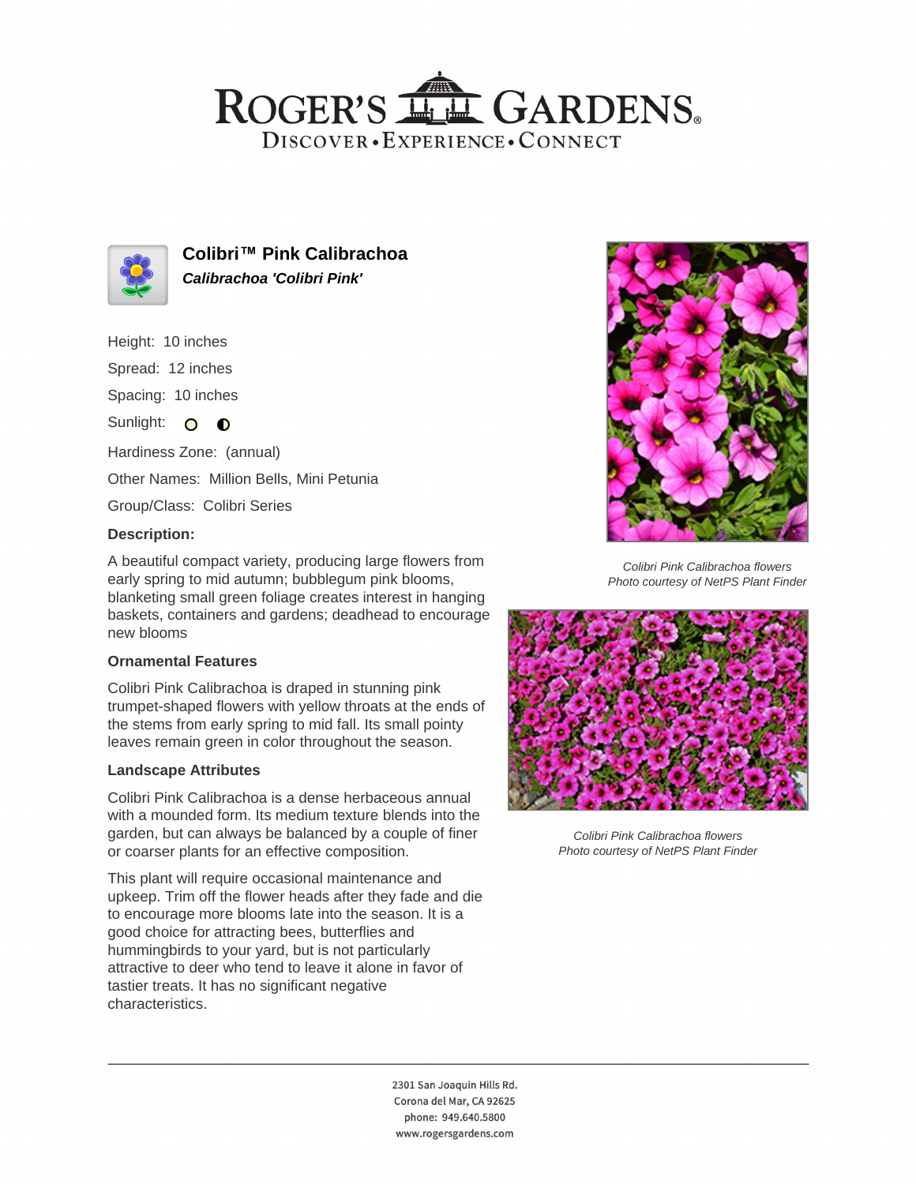# ROGER'S GARDENS

DISCOVER • EXPERIENCE • CONNECT

## Colibri™ Pink Calibrachoa

***Calibrachoa 'Colibri Pink'***

Height: 10 inches

Spread: 12 inches

Spacing: 10 inches

Sunlight:

Hardiness Zone: (annual)

Other Names: Million Bells, Mini Petunia

Group/Class: Colibri Series

### Description:

A beautiful compact variety, producing large flowers from early spring to mid autumn; bubblegum pink blooms, blanketing small green foliage creates interest in hanging baskets, containers and gardens; deadhead to encourage new blooms

### Ornamental Features

Colibri Pink Calibrachoa is draped in stunning pink trumpet-shaped flowers with yellow throats at the ends of the stems from early spring to mid fall. Its small pointy leaves remain green in color throughout the season.

### Landscape Attributes

Colibri Pink Calibrachoa is a dense herbaceous annual with a mounded form. Its medium texture blends into the garden, but can always be balanced by a couple of finer or coarser plants for an effective composition.

This plant will require occasional maintenance and upkeep. Trim off the flower heads after they fade and die to encourage more blooms late into the season. It is a good choice for attracting bees, butterflies and hummingbirds to your yard, but is not particularly attractive to deer who tend to leave it alone in favor of tastier treats. It has no significant negative characteristics.

*Colibri Pink Calibrachoa flowers*
*Photo courtesy of NetPS Plant Finder*

*Colibri Pink Calibrachoa flowers*
*Photo courtesy of NetPS Plant Finder*

2301 San Joaquin Hills Rd.
Corona del Mar, CA 92625
phone: 949.640.5800
www.rogersgardens.com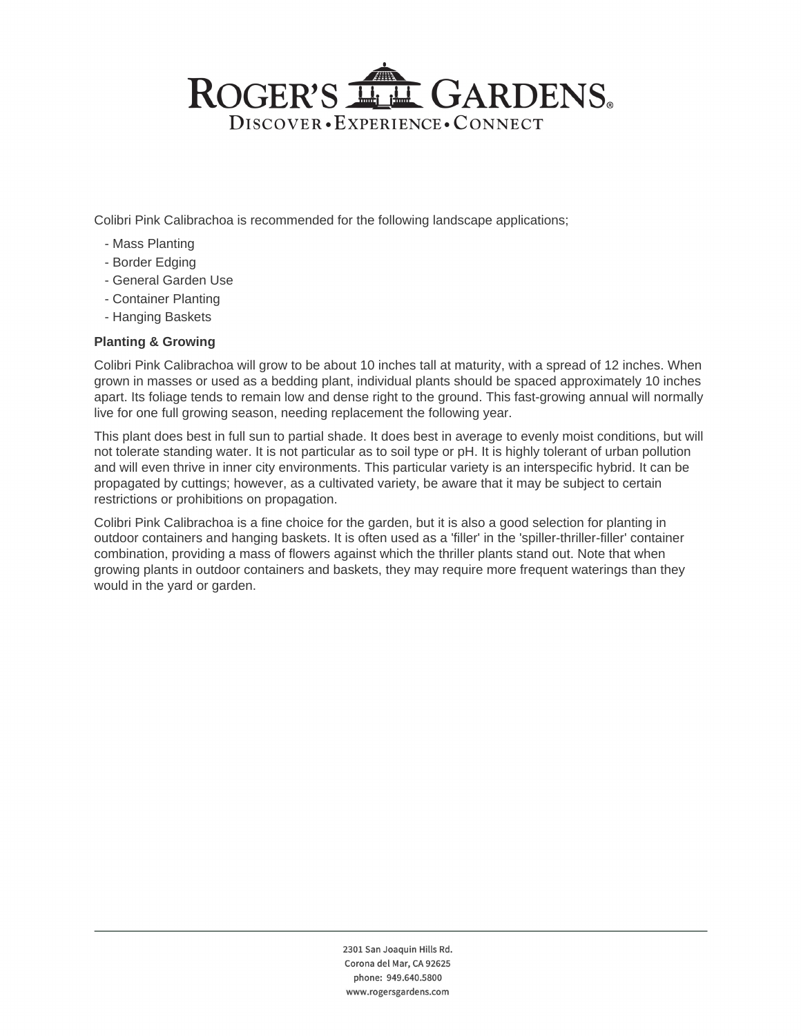Colibri Pink Calibrachoa is recommended for the following landscape applications;

- Mass Planting
- Border Edging
- General Garden Use
- Container Planting
- Hanging Baskets

**Planting & Growing**

Colibri Pink Calibrachoa will grow to be about 10 inches tall at maturity, with a spread of 12 inches. When grown in masses or used as a bedding plant, individual plants should be spaced approximately 10 inches apart. Its foliage tends to remain low and dense right to the ground. This fast-growing annual will normally live for one full growing season, needing replacement the following year.

This plant does best in full sun to partial shade. It does best in average to evenly moist conditions, but will not tolerate standing water. It is not particular as to soil type or pH. It is highly tolerant of urban pollution and will even thrive in inner city environments. This particular variety is an interspecific hybrid. It can be propagated by cuttings; however, as a cultivated variety, be aware that it may be subject to certain restrictions or prohibitions on propagation.

Colibri Pink Calibrachoa is a fine choice for the garden, but it is also a good selection for planting in outdoor containers and hanging baskets. It is often used as a 'filler' in the 'spiller-thriller-filler' container combination, providing a mass of flowers against which the thriller plants stand out. Note that when growing plants in outdoor containers and baskets, they may require more frequent waterings than they would in the yard or garden.